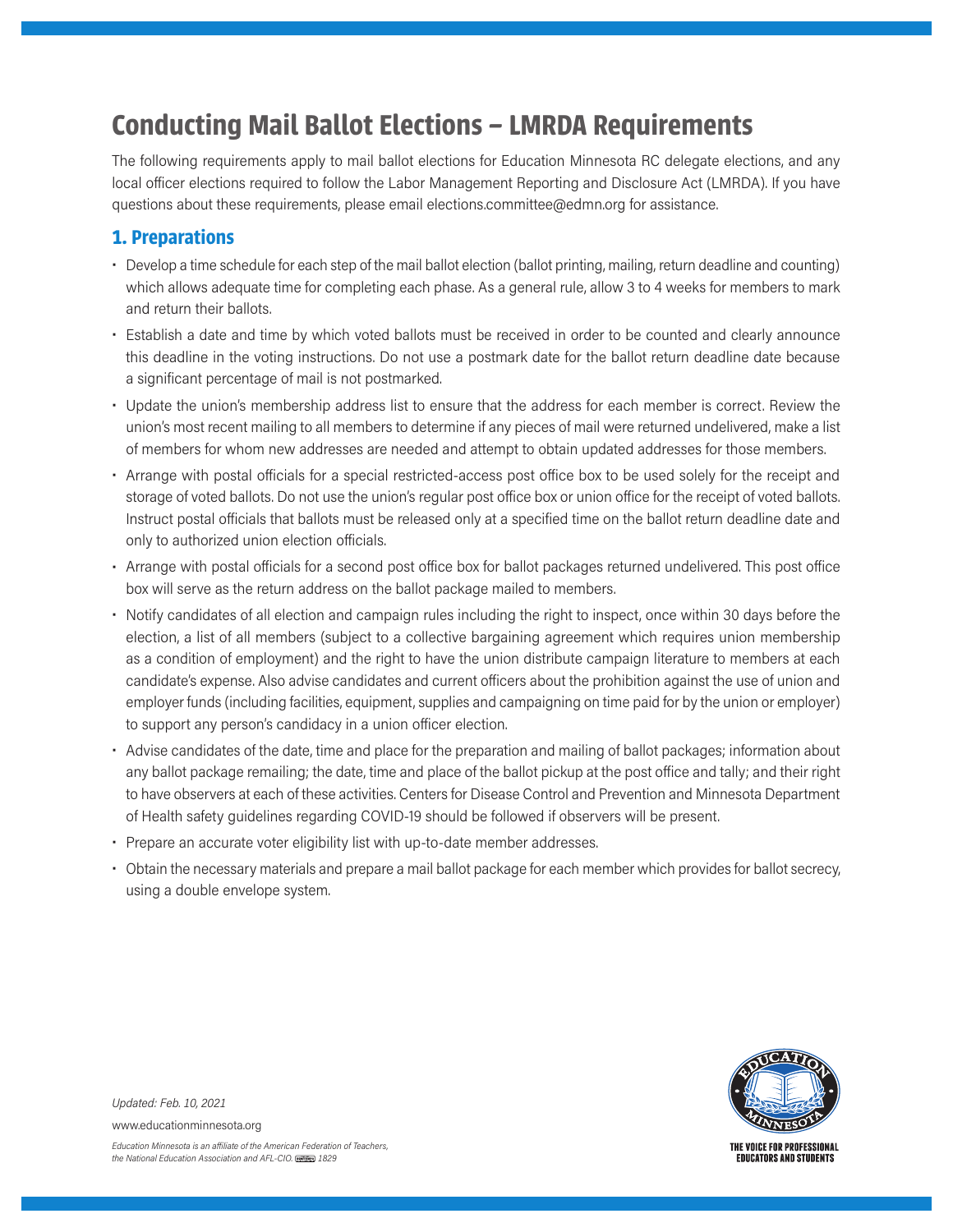# Conducting Mail Ballot Elections – LMRDA Requirements

The following requirements apply to mail ballot elections for Education Minnesota RC delegate elections, and any local officer elections required to follow the Labor Management Reporting and Disclosure Act (LMRDA). If you have questions about these requirements, please email elections.committee@edmn.org for assistance.

## 1. Preparations

- Develop a time schedule for each step of the mail ballot election (ballot printing, mailing, return deadline and counting) which allows adequate time for completing each phase. As a general rule, allow 3 to 4 weeks for members to mark and return their ballots.
- Establish a date and time by which voted ballots must be received in order to be counted and clearly announce this deadline in the voting instructions. Do not use a postmark date for the ballot return deadline date because a significant percentage of mail is not postmarked.
- Update the union's membership address list to ensure that the address for each member is correct. Review the union's most recent mailing to all members to determine if any pieces of mail were returned undelivered, make a list of members for whom new addresses are needed and attempt to obtain updated addresses for those members.
- Arrange with postal officials for a special restricted-access post office box to be used solely for the receipt and storage of voted ballots. Do not use the union's regular post office box or union office for the receipt of voted ballots. Instruct postal officials that ballots must be released only at a specified time on the ballot return deadline date and only to authorized union election officials.
- Arrange with postal officials for a second post office box for ballot packages returned undelivered. This post office box will serve as the return address on the ballot package mailed to members.
- Notify candidates of all election and campaign rules including the right to inspect, once within 30 days before the election, a list of all members (subject to a collective bargaining agreement which requires union membership as a condition of employment) and the right to have the union distribute campaign literature to members at each candidate's expense. Also advise candidates and current officers about the prohibition against the use of union and employer funds (including facilities, equipment, supplies and campaigning on time paid for by the union or employer) to support any person's candidacy in a union officer election.
- Advise candidates of the date, time and place for the preparation and mailing of ballot packages; information about any ballot package remailing; the date, time and place of the ballot pickup at the post office and tally; and their right to have observers at each of these activities. Centers for Disease Control and Prevention and Minnesota Department of Health safety guidelines regarding COVID-19 should be followed if observers will be present.
- Prepare an accurate voter eligibility list with up-to-date member addresses.
- Obtain the necessary materials and prepare a mail ballot package for each member which provides for ballot secrecy, using a double envelope system.

*Updated: Feb. 10, 2021*

www.educationminnesota.org

*Education Minnesota is an affiliate of the American Federation of Teachers, the National Education Association and AFL-CIO. 1829*

THE VOICE FOR PROFESSIONAL EDUCATORS AND STUDENTS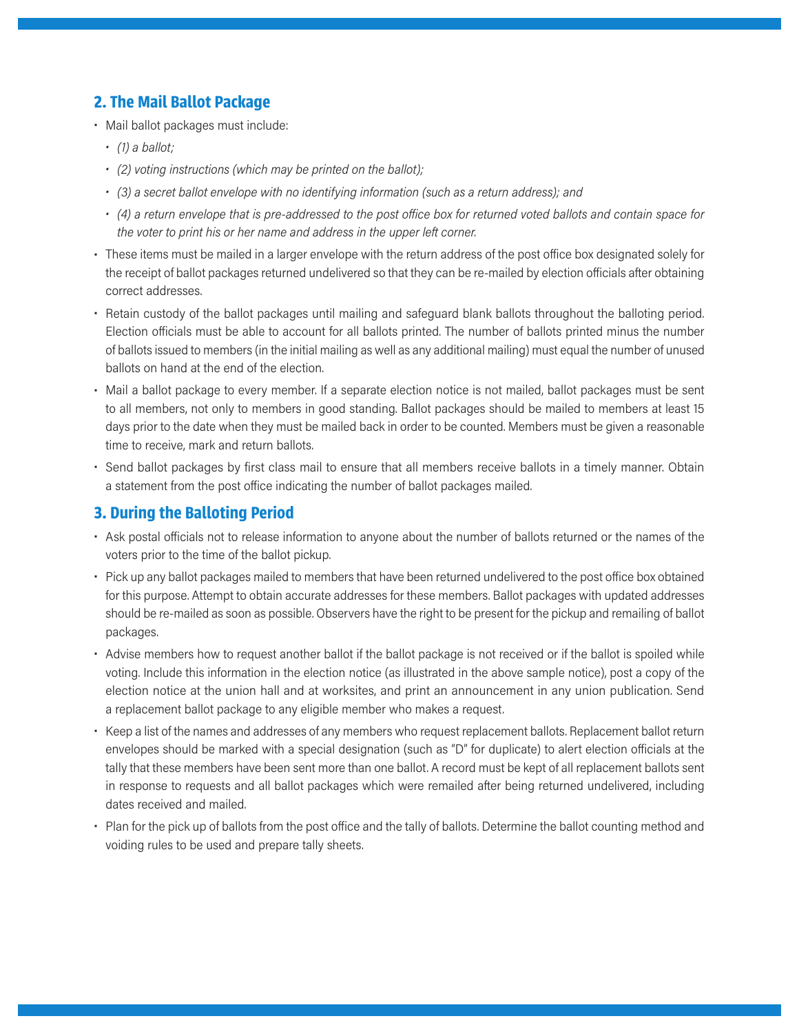## 2. The Mail Ballot Package

- Mail ballot packages must include:
  - *(1) a ballot;*
  - *(2) voting instructions (which may be printed on the ballot);*
  - *(3) a secret ballot envelope with no identifying information (such as a return address); and*
  - *(4) a return envelope that is pre-addressed to the post office box for returned voted ballots and contain space for the voter to print his or her name and address in the upper left corner.*
- These items must be mailed in a larger envelope with the return address of the post office box designated solely for the receipt of ballot packages returned undelivered so that they can be re-mailed by election officials after obtaining correct addresses.
- Retain custody of the ballot packages until mailing and safeguard blank ballots throughout the balloting period. Election officials must be able to account for all ballots printed. The number of ballots printed minus the number of ballots issued to members (in the initial mailing as well as any additional mailing) must equal the number of unused ballots on hand at the end of the election.
- Mail a ballot package to every member. If a separate election notice is not mailed, ballot packages must be sent to all members, not only to members in good standing. Ballot packages should be mailed to members at least 15 days prior to the date when they must be mailed back in order to be counted. Members must be given a reasonable time to receive, mark and return ballots.
- Send ballot packages by first class mail to ensure that all members receive ballots in a timely manner. Obtain a statement from the post office indicating the number of ballot packages mailed.

## 3. During the Balloting Period

- Ask postal officials not to release information to anyone about the number of ballots returned or the names of the voters prior to the time of the ballot pickup.
- Pick up any ballot packages mailed to members that have been returned undelivered to the post office box obtained for this purpose. Attempt to obtain accurate addresses for these members. Ballot packages with updated addresses should be re-mailed as soon as possible. Observers have the right to be present for the pickup and remailing of ballot packages.
- Advise members how to request another ballot if the ballot package is not received or if the ballot is spoiled while voting. Include this information in the election notice (as illustrated in the above sample notice), post a copy of the election notice at the union hall and at worksites, and print an announcement in any union publication. Send a replacement ballot package to any eligible member who makes a request.
- Keep a list of the names and addresses of any members who request replacement ballots. Replacement ballot return envelopes should be marked with a special designation (such as "D" for duplicate) to alert election officials at the tally that these members have been sent more than one ballot. A record must be kept of all replacement ballots sent in response to requests and all ballot packages which were remailed after being returned undelivered, including dates received and mailed.
- Plan for the pick up of ballots from the post office and the tally of ballots. Determine the ballot counting method and voiding rules to be used and prepare tally sheets.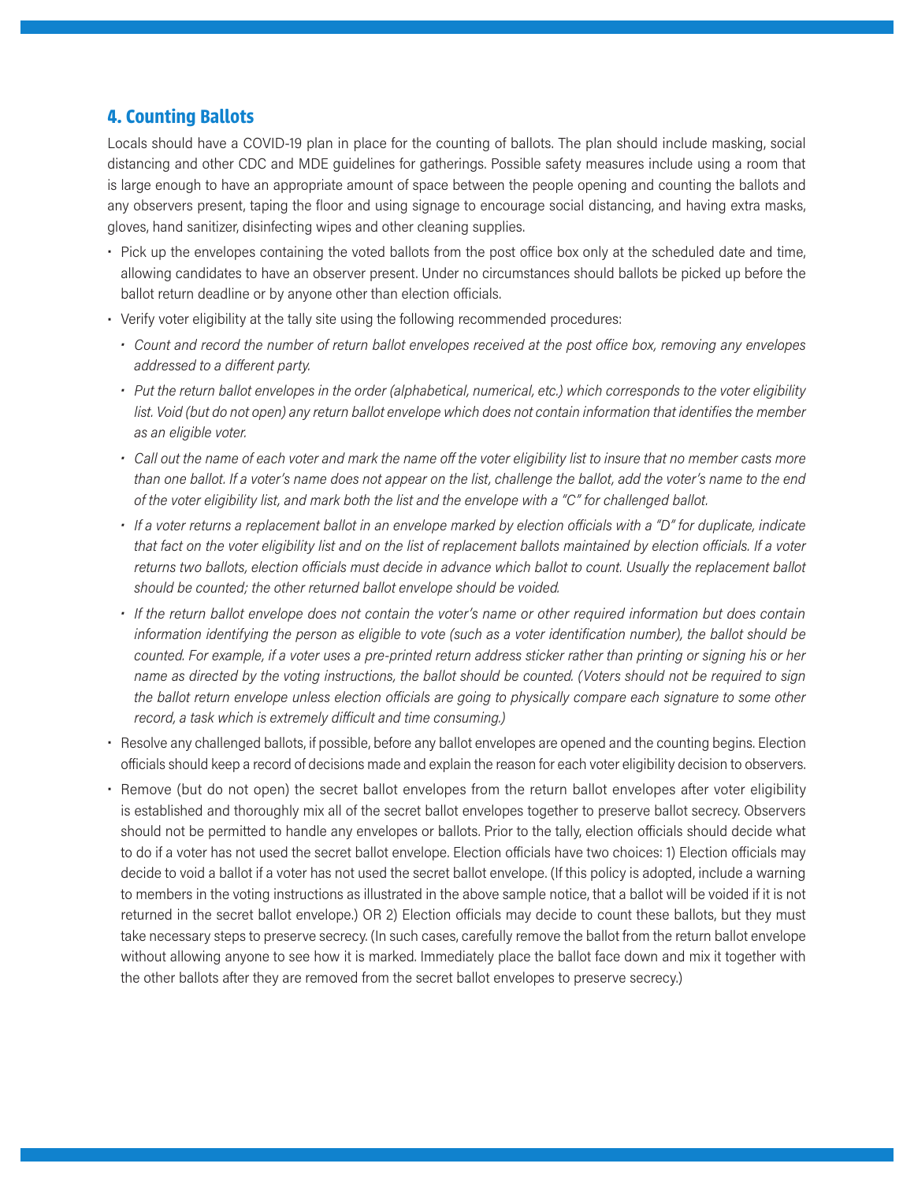## 4. Counting Ballots

Locals should have a COVID-19 plan in place for the counting of ballots. The plan should include masking, social distancing and other CDC and MDE guidelines for gatherings. Possible safety measures include using a room that is large enough to have an appropriate amount of space between the people opening and counting the ballots and any observers present, taping the floor and using signage to encourage social distancing, and having extra masks, gloves, hand sanitizer, disinfecting wipes and other cleaning supplies.

- Pick up the envelopes containing the voted ballots from the post office box only at the scheduled date and time, allowing candidates to have an observer present. Under no circumstances should ballots be picked up before the ballot return deadline or by anyone other than election officials.
- Verify voter eligibility at the tally site using the following recommended procedures:
  - *Count and record the number of return ballot envelopes received at the post office box, removing any envelopes addressed to a different party.*
  - *Put the return ballot envelopes in the order (alphabetical, numerical, etc.) which corresponds to the voter eligibility list. Void (but do not open) any return ballot envelope which does not contain information that identifies the member as an eligible voter.*
  - *Call out the name of each voter and mark the name off the voter eligibility list to insure that no member casts more than one ballot. If a voter's name does not appear on the list, challenge the ballot, add the voter's name to the end of the voter eligibility list, and mark both the list and the envelope with a "C" for challenged ballot.*
  - *If a voter returns a replacement ballot in an envelope marked by election officials with a "D" for duplicate, indicate that fact on the voter eligibility list and on the list of replacement ballots maintained by election officials. If a voter returns two ballots, election officials must decide in advance which ballot to count. Usually the replacement ballot should be counted; the other returned ballot envelope should be voided.*
  - *If the return ballot envelope does not contain the voter's name or other required information but does contain information identifying the person as eligible to vote (such as a voter identification number), the ballot should be counted. For example, if a voter uses a pre-printed return address sticker rather than printing or signing his or her name as directed by the voting instructions, the ballot should be counted. (Voters should not be required to sign the ballot return envelope unless election officials are going to physically compare each signature to some other record, a task which is extremely difficult and time consuming.)*
- Resolve any challenged ballots, if possible, before any ballot envelopes are opened and the counting begins. Election officials should keep a record of decisions made and explain the reason for each voter eligibility decision to observers.
- Remove (but do not open) the secret ballot envelopes from the return ballot envelopes after voter eligibility is established and thoroughly mix all of the secret ballot envelopes together to preserve ballot secrecy. Observers should not be permitted to handle any envelopes or ballots. Prior to the tally, election officials should decide what to do if a voter has not used the secret ballot envelope. Election officials have two choices: 1) Election officials may decide to void a ballot if a voter has not used the secret ballot envelope. (If this policy is adopted, include a warning to members in the voting instructions as illustrated in the above sample notice, that a ballot will be voided if it is not returned in the secret ballot envelope.) OR 2) Election officials may decide to count these ballots, but they must take necessary steps to preserve secrecy. (In such cases, carefully remove the ballot from the return ballot envelope without allowing anyone to see how it is marked. Immediately place the ballot face down and mix it together with the other ballots after they are removed from the secret ballot envelopes to preserve secrecy.)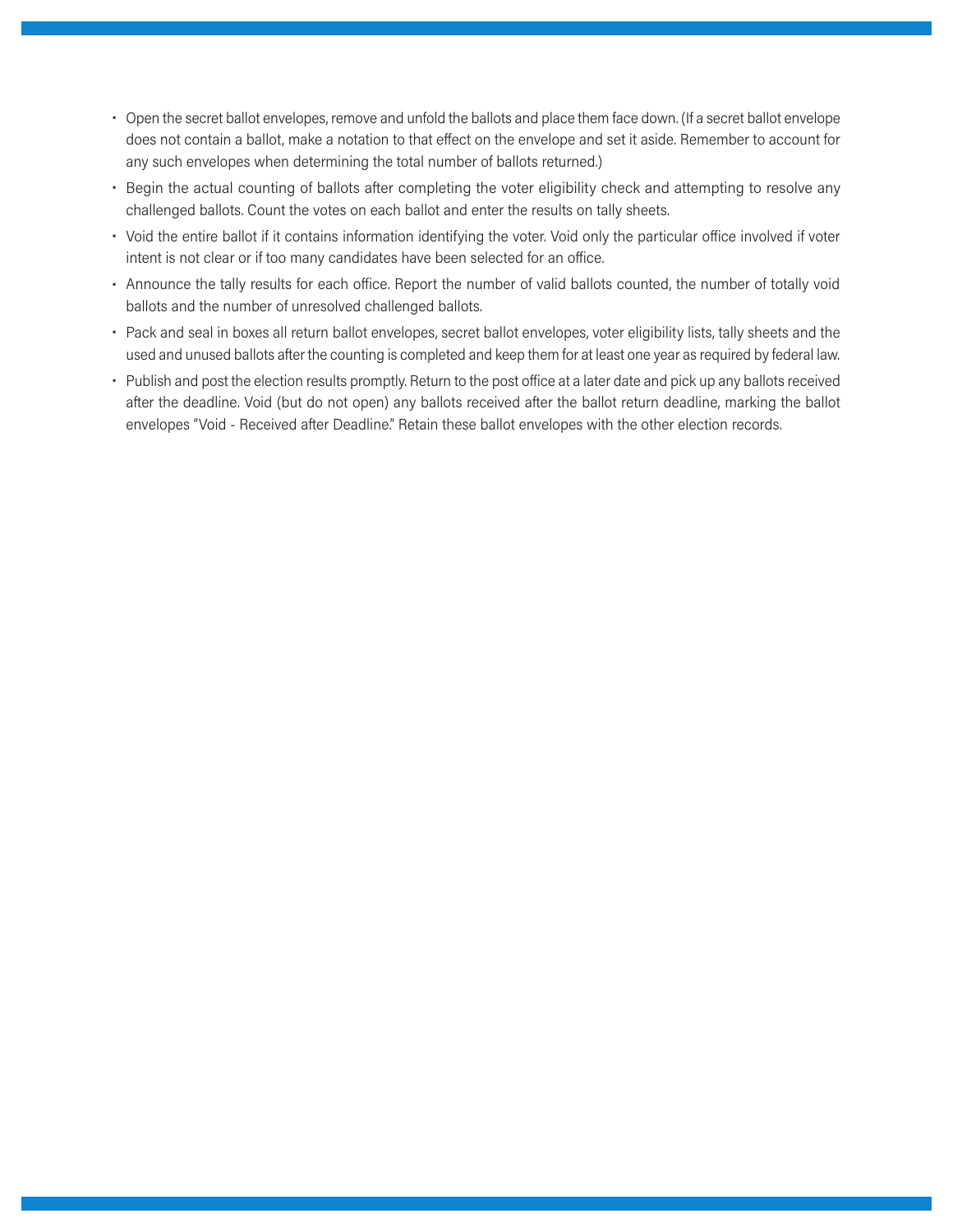- Open the secret ballot envelopes, remove and unfold the ballots and place them face down. (If a secret ballot envelope does not contain a ballot, make a notation to that effect on the envelope and set it aside. Remember to account for any such envelopes when determining the total number of ballots returned.)
- Begin the actual counting of ballots after completing the voter eligibility check and attempting to resolve any challenged ballots. Count the votes on each ballot and enter the results on tally sheets.
- Void the entire ballot if it contains information identifying the voter. Void only the particular office involved if voter intent is not clear or if too many candidates have been selected for an office.
- Announce the tally results for each office. Report the number of valid ballots counted, the number of totally void ballots and the number of unresolved challenged ballots.
- Pack and seal in boxes all return ballot envelopes, secret ballot envelopes, voter eligibility lists, tally sheets and the used and unused ballots after the counting is completed and keep them for at least one year as required by federal law.
- Publish and post the election results promptly. Return to the post office at a later date and pick up any ballots received after the deadline. Void (but do not open) any ballots received after the ballot return deadline, marking the ballot envelopes "Void - Received after Deadline." Retain these ballot envelopes with the other election records.